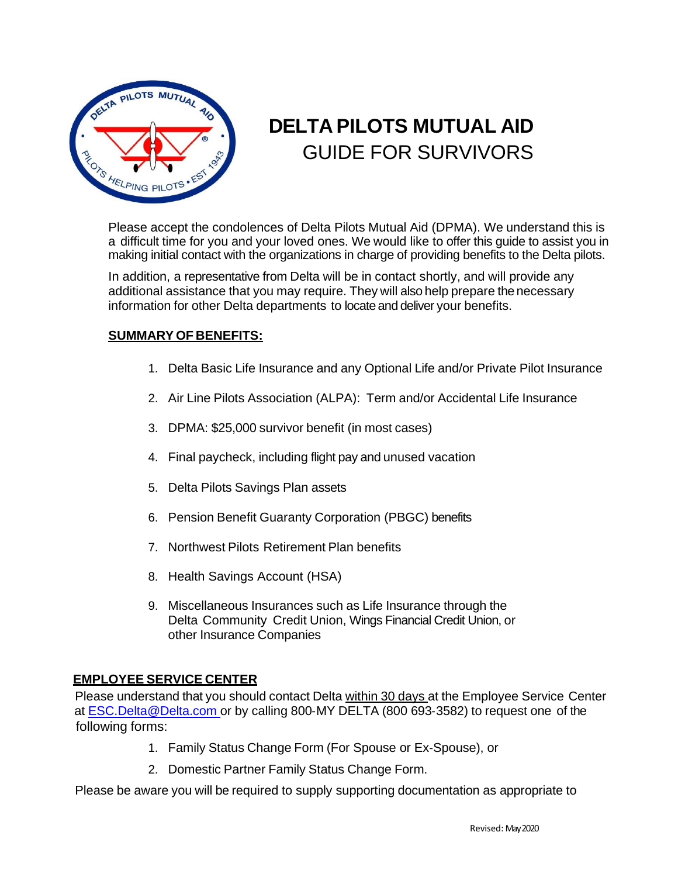# DELTA PILOTS MUTUAL AID

## GUIDE FOR SURVIVORS

Please accept the condolences of Delta Pilots Mutual Aid (DPMA). We understand this is a difficult time for you and your loved ones. We would like to offer this guide to assist you in making initial contact with the organizations in charge of providing benefits to the Delta pilots.

In addition, a representative from Delta will be in contact shortly, and will provide any additional assistance that you may require. They will also help prepare the necessary information for other Delta departments to locate and deliver your benefits.

**SUMMARY OF BENEFITS:**

1. Delta Basic Life Insurance and any Optional Life and/or Private Pilot Insurance
2. Air Line Pilots Association (ALPA): Term and/or Accidental Life Insurance
3. DPMA: $25,000 survivor benefit (in most cases)
4. Final paycheck, including flight pay and unused vacation
5. Delta Pilots Savings Plan assets
6. Pension Benefit Guaranty Corporation (PBGC) benefits
7. Northwest Pilots Retirement Plan benefits
8. Health Savings Account (HSA)
9. Miscellaneous Insurances such as Life Insurance through the Delta Community Credit Union, Wings Financial Credit Union, or other Insurance Companies

**EMPLOYEE SERVICE CENTER**

Please understand that you should contact Delta within 30 days at the Employee Service Center at ESC.Delta@Delta.com or by calling 800-MY DELTA (800 693-3582) to request one of the following forms:

1. Family Status Change Form (For Spouse or Ex-Spouse), or
2. Domestic Partner Family Status Change Form.

Please be aware you will be required to supply supporting documentation as appropriate to

Revised: May 2020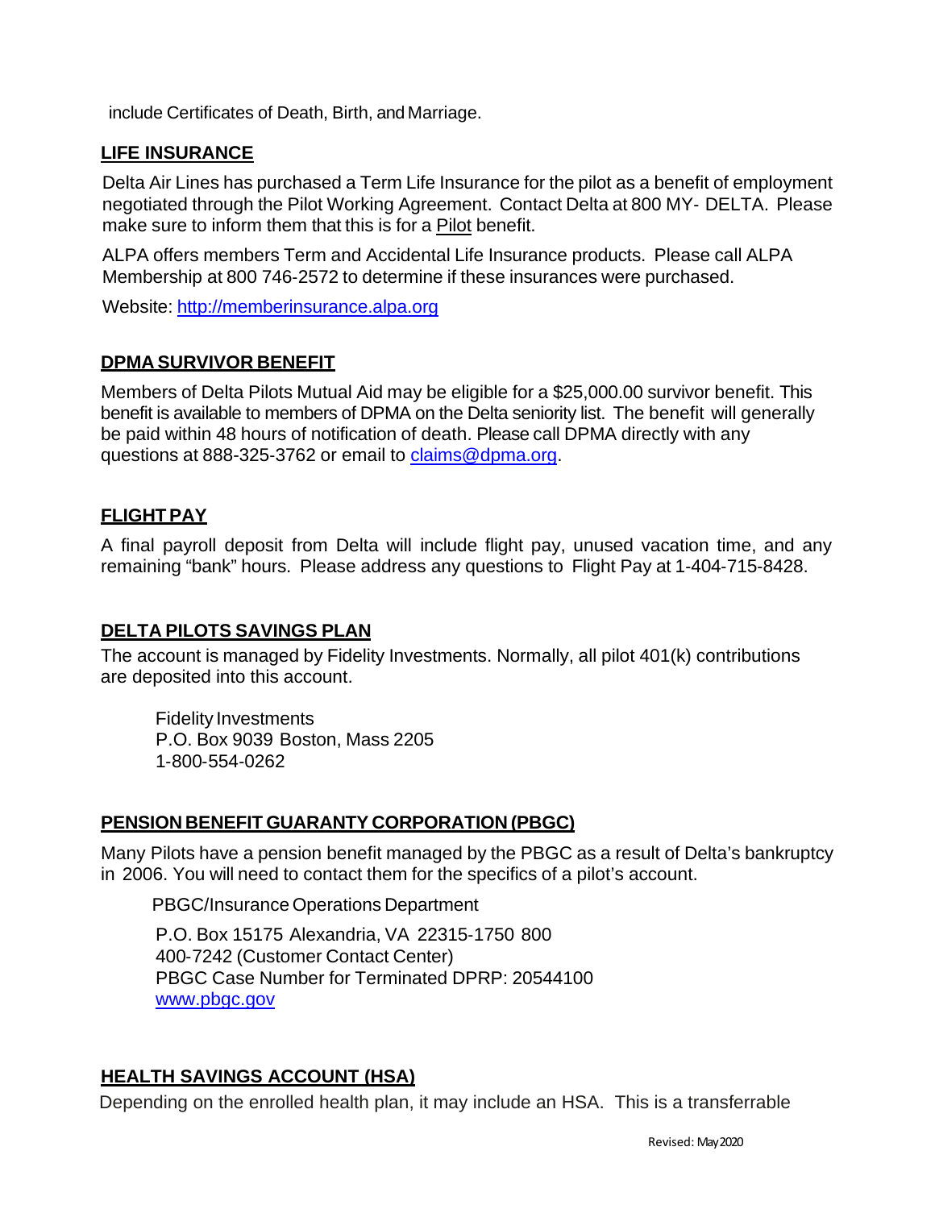include Certificates of Death, Birth, and Marriage.

## LIFE INSURANCE

Delta Air Lines has purchased a Term Life Insurance for the pilot as a benefit of employment negotiated through the Pilot Working Agreement. Contact Delta at 800 MY- DELTA. Please make sure to inform them that this is for a Pilot benefit.

ALPA offers members Term and Accidental Life Insurance products. Please call ALPA Membership at 800 746-2572 to determine if these insurances were purchased.

Website: http://memberinsurance.alpa.org

## DPMA SURVIVOR BENEFIT

Members of Delta Pilots Mutual Aid may be eligible for a $25,000.00 survivor benefit. This benefit is available to members of DPMA on the Delta seniority list. The benefit will generally be paid within 48 hours of notification of death. Please call DPMA directly with any questions at 888-325-3762 or email to claims@dpma.org.

## FLIGHT PAY

A final payroll deposit from Delta will include flight pay, unused vacation time, and any remaining "bank" hours. Please address any questions to Flight Pay at 1-404-715-8428.

## DELTA PILOTS SAVINGS PLAN

The account is managed by Fidelity Investments. Normally, all pilot 401(k) contributions are deposited into this account.

Fidelity Investments
P.O. Box 9039 Boston, Mass 2205
1-800-554-0262

## PENSION BENEFIT GUARANTY CORPORATION (PBGC)

Many Pilots have a pension benefit managed by the PBGC as a result of Delta's bankruptcy in 2006. You will need to contact them for the specifics of a pilot's account.

PBGC/Insurance Operations Department

P.O. Box 15175 Alexandria, VA 22315-1750 800 400-7242 (Customer Contact Center)
PBGC Case Number for Terminated DPRP: 20544100
www.pbgc.gov

## HEALTH SAVINGS ACCOUNT (HSA)

Depending on the enrolled health plan, it may include an HSA. This is a transferrable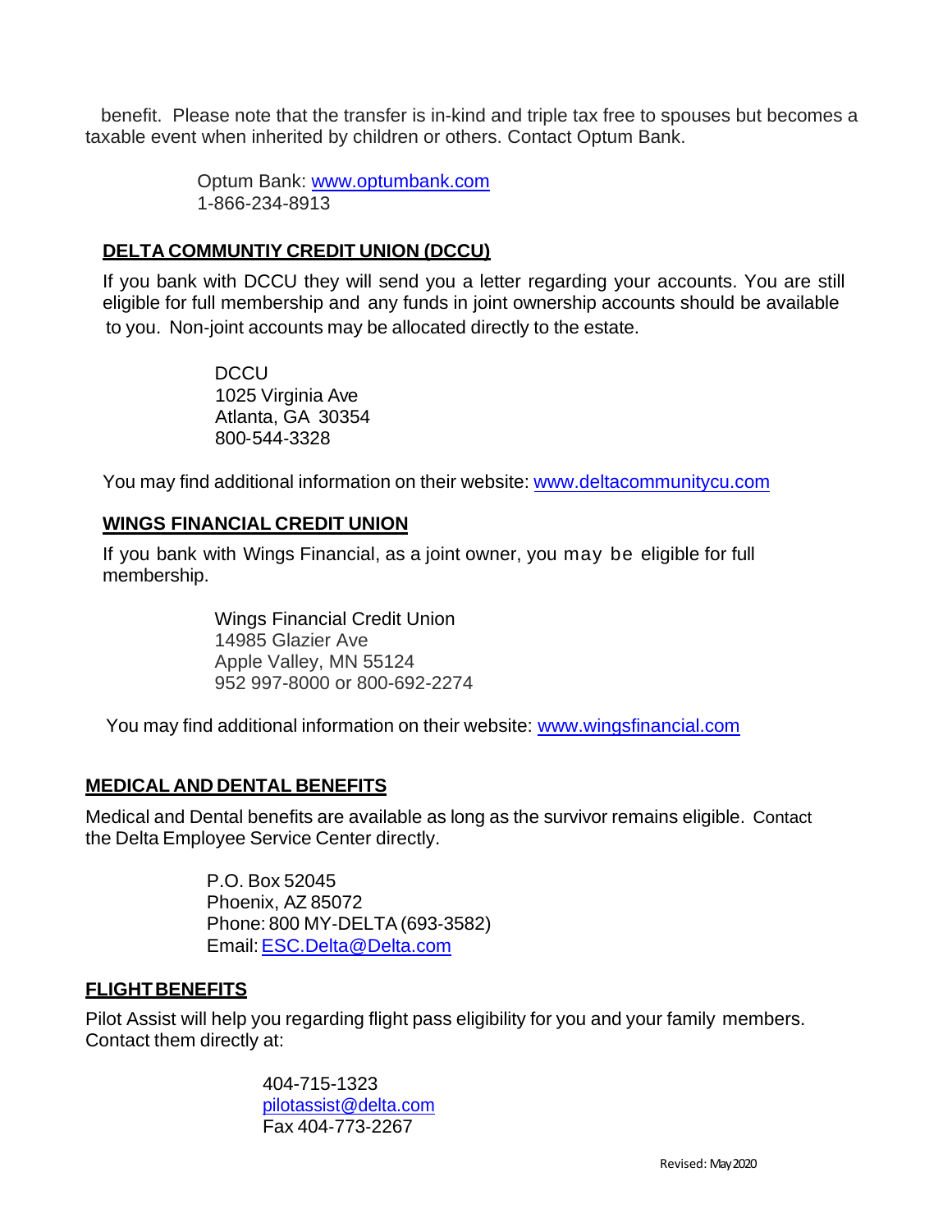benefit. Please note that the transfer is in-kind and triple tax free to spouses but becomes a taxable event when inherited by children or others. Contact Optum Bank.

Optum Bank: [www.optumbank.com](http://www.optumbank.com)
1-866-234-8913

## DELTA COMMUNTIY CREDIT UNION (DCCU)

If you bank with DCCU they will send you a letter regarding your accounts. You are still eligible for full membership and any funds in joint ownership accounts should be available to you. Non-joint accounts may be allocated directly to the estate.

DCCU
1025 Virginia Ave
Atlanta, GA 30354
800-544-3328

You may find additional information on their website: [www.deltacommunitycu.com](http://www.deltacommunitycu.com)

## WINGS FINANCIAL CREDIT UNION

If you bank with Wings Financial, as a joint owner, you may be eligible for full membership.

Wings Financial Credit Union
14985 Glazier Ave
Apple Valley, MN 55124
952 997-8000 or 800-692-2274

You may find additional information on their website: [www.wingsfinancial.com](http://www.wingsfinancial.com)

## MEDICAL AND DENTAL BENEFITS

Medical and Dental benefits are available as long as the survivor remains eligible. Contact the Delta Employee Service Center directly.

P.O. Box 52045
Phoenix, AZ 85072
Phone: 800 MY-DELTA (693-3582)
Email: [ESC.Delta@Delta.com](mailto:ESC.Delta@Delta.com)

## FLIGHT BENEFITS

Pilot Assist will help you regarding flight pass eligibility for you and your family members. Contact them directly at:

404-715-1323
[pilotassist@delta.com](mailto:pilotassist@delta.com)
Fax 404-773-2267

Revised: May 2020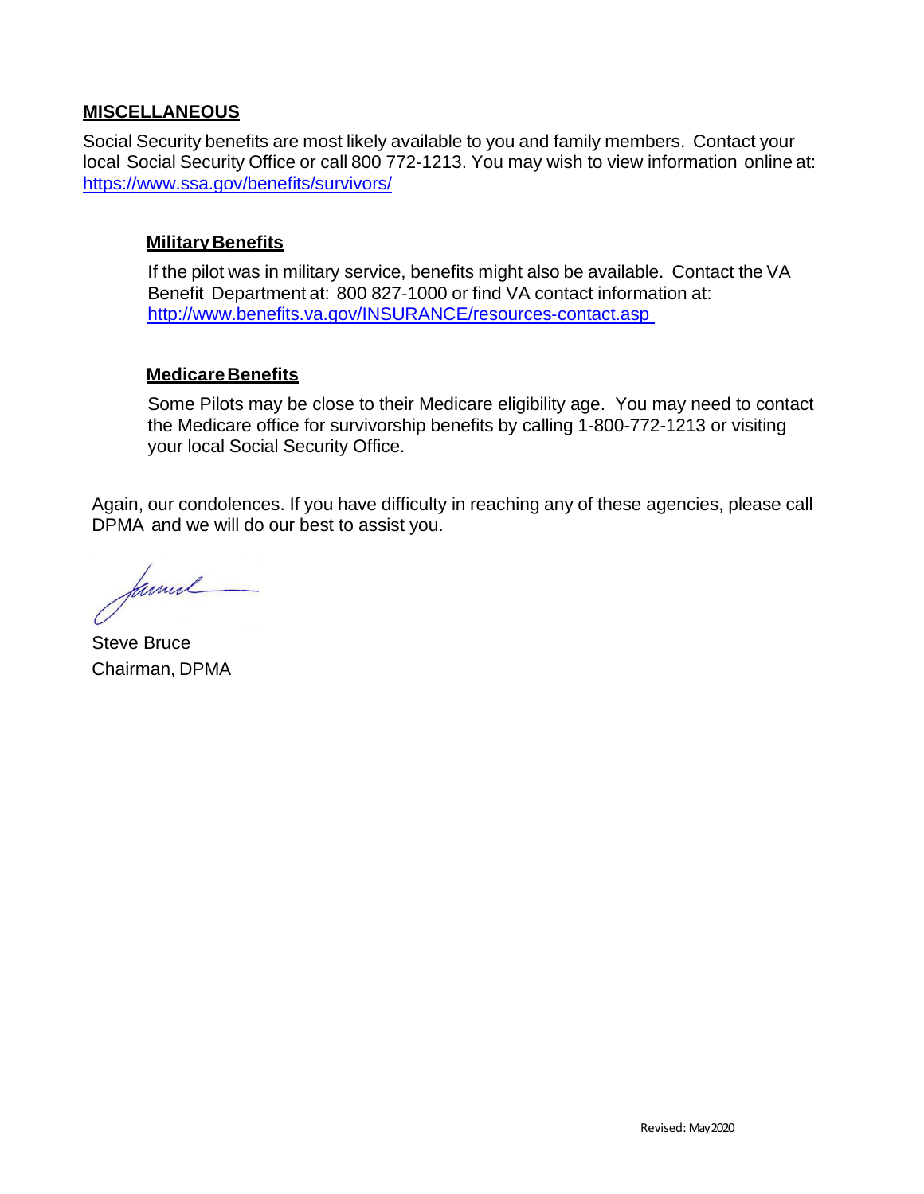## MISCELLANEOUS

Social Security benefits are most likely available to you and family members. Contact your local Social Security Office or call 800 772-1213. You may wish to view information online at: https://www.ssa.gov/benefits/survivors/

### Military Benefits

If the pilot was in military service, benefits might also be available. Contact the VA Benefit Department at: 800 827-1000 or find VA contact information at: http://www.benefits.va.gov/INSURANCE/resources-contact.asp

### Medicare Benefits

Some Pilots may be close to their Medicare eligibility age. You may need to contact the Medicare office for survivorship benefits by calling 1-800-772-1213 or visiting your local Social Security Office.

Again, our condolences. If you have difficulty in reaching any of these agencies, please call DPMA and we will do our best to assist you.

Steve Bruce
Chairman, DPMA

Revised: May 2020